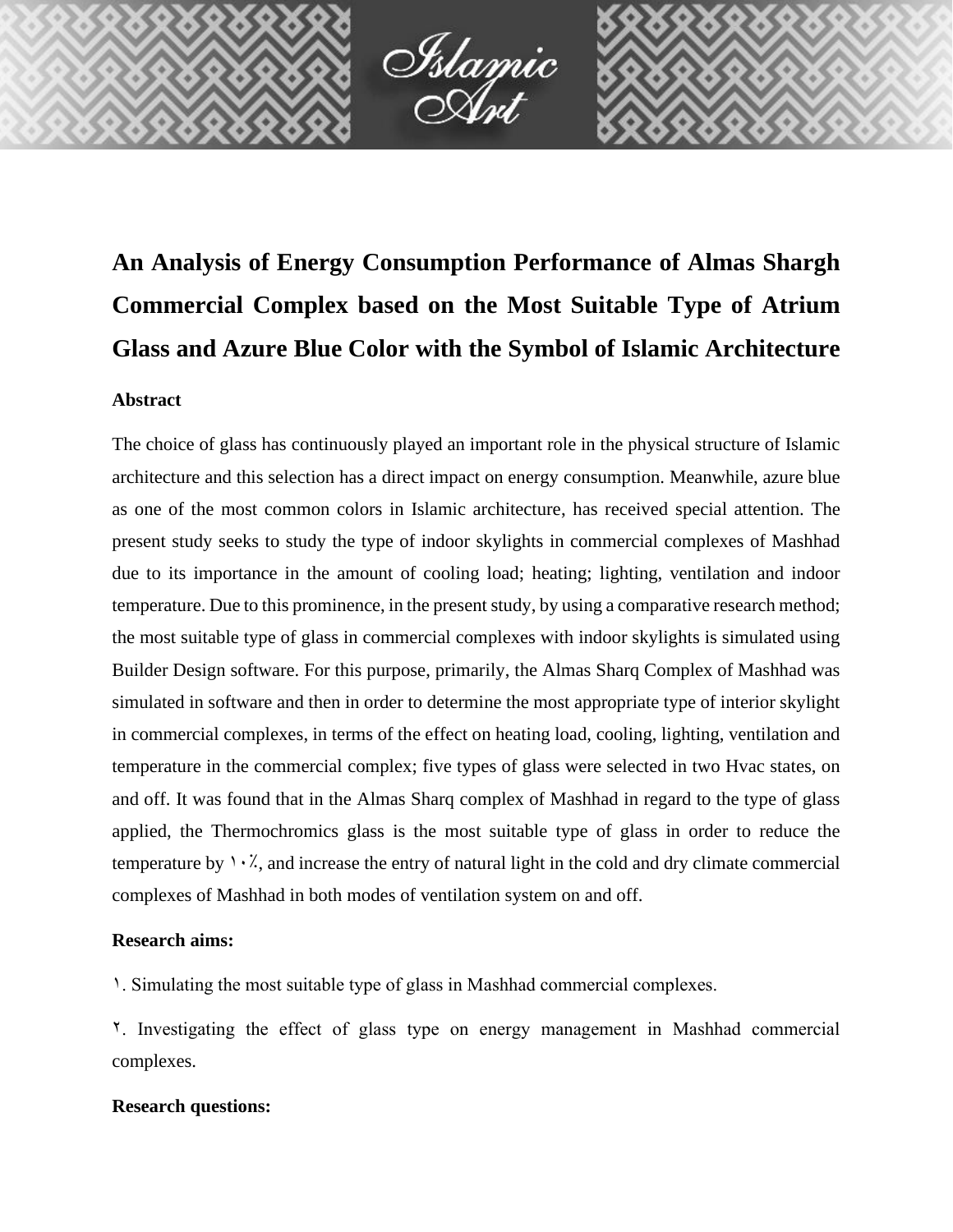# An Analysis of Energy Consumption Performance of Almas Shargh Commercial Complex based on the Most Suitable Type of Atrium Glass and Azure Blue Color with the Symbol of Islamic Architecture

**Abstract**

The choice of glass has continuously played an important role in the physical structure of Islamic architecture and this selection has a direct impact on energy consumption. Meanwhile, azure blue as one of the most common colors in Islamic architecture, has received special attention. The present study seeks to study the type of indoor skylights in commercial complexes of Mashhad due to its importance in the amount of cooling load; heating; lighting, ventilation and indoor temperature. Due to this prominence, in the present study, by using a comparative research method; the most suitable type of glass in commercial complexes with indoor skylights is simulated using Builder Design software. For this purpose, primarily, the Almas Sharq Complex of Mashhad was simulated in software and then in order to determine the most appropriate type of interior skylight in commercial complexes, in terms of the effect on heating load, cooling, lighting, ventilation and temperature in the commercial complex; five types of glass were selected in two Hvac states, on and off. It was found that in the Almas Sharq complex of Mashhad in regard to the type of glass applied, the Thermochromics glass is the most suitable type of glass in order to reduce the temperature by ۱۰٪, and increase the entry of natural light in the cold and dry climate commercial complexes of Mashhad in both modes of ventilation system on and off.

**Research aims:**

۱. Simulating the most suitable type of glass in Mashhad commercial complexes.

۲. Investigating the effect of glass type on energy management in Mashhad commercial complexes.

**Research questions:**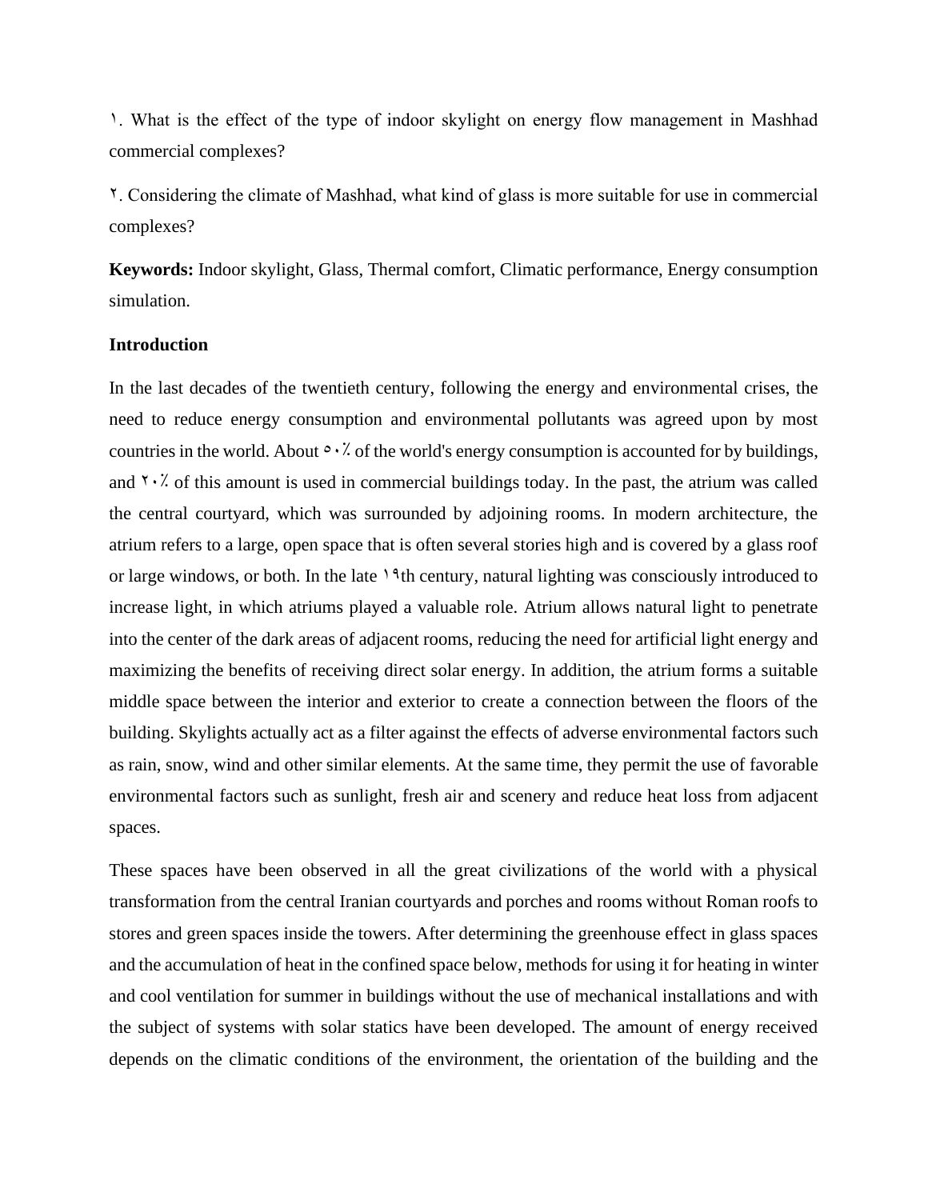١. What is the effect of the type of indoor skylight on energy flow management in Mashhad commercial complexes?

٢. Considering the climate of Mashhad, what kind of glass is more suitable for use in commercial complexes?

**Keywords:** Indoor skylight, Glass, Thermal comfort, Climatic performance, Energy consumption simulation.

**Introduction**

In the last decades of the twentieth century, following the energy and environmental crises, the need to reduce energy consumption and environmental pollutants was agreed upon by most countries in the world. About ٥٠٪ of the world's energy consumption is accounted for by buildings, and ٢٠٪ of this amount is used in commercial buildings today. In the past, the atrium was called the central courtyard, which was surrounded by adjoining rooms. In modern architecture, the atrium refers to a large, open space that is often several stories high and is covered by a glass roof or large windows, or both. In the late ١٩th century, natural lighting was consciously introduced to increase light, in which atriums played a valuable role. Atrium allows natural light to penetrate into the center of the dark areas of adjacent rooms, reducing the need for artificial light energy and maximizing the benefits of receiving direct solar energy. In addition, the atrium forms a suitable middle space between the interior and exterior to create a connection between the floors of the building. Skylights actually act as a filter against the effects of adverse environmental factors such as rain, snow, wind and other similar elements. At the same time, they permit the use of favorable environmental factors such as sunlight, fresh air and scenery and reduce heat loss from adjacent spaces.

These spaces have been observed in all the great civilizations of the world with a physical transformation from the central Iranian courtyards and porches and rooms without Roman roofs to stores and green spaces inside the towers. After determining the greenhouse effect in glass spaces and the accumulation of heat in the confined space below, methods for using it for heating in winter and cool ventilation for summer in buildings without the use of mechanical installations and with the subject of systems with solar statics have been developed. The amount of energy received depends on the climatic conditions of the environment, the orientation of the building and the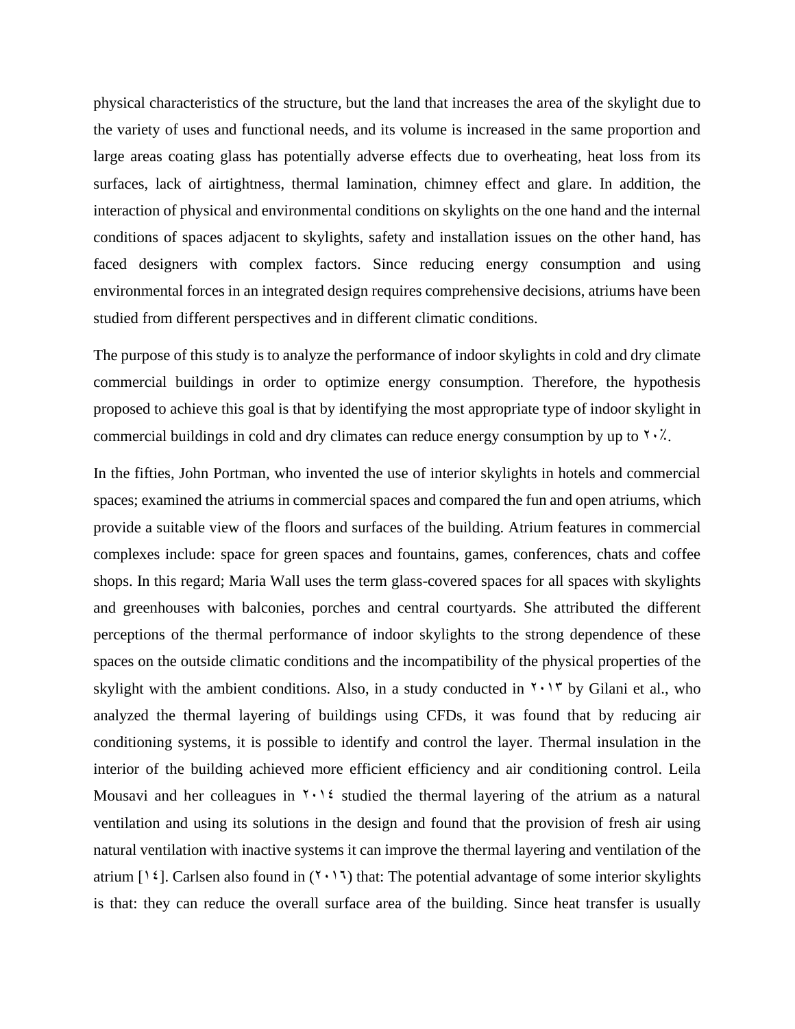physical characteristics of the structure, but the land that increases the area of the skylight due to the variety of uses and functional needs, and its volume is increased in the same proportion and large areas coating glass has potentially adverse effects due to overheating, heat loss from its surfaces, lack of airtightness, thermal lamination, chimney effect and glare. In addition, the interaction of physical and environmental conditions on skylights on the one hand and the internal conditions of spaces adjacent to skylights, safety and installation issues on the other hand, has faced designers with complex factors. Since reducing energy consumption and using environmental forces in an integrated design requires comprehensive decisions, atriums have been studied from different perspectives and in different climatic conditions.

The purpose of this study is to analyze the performance of indoor skylights in cold and dry climate commercial buildings in order to optimize energy consumption. Therefore, the hypothesis proposed to achieve this goal is that by identifying the most appropriate type of indoor skylight in commercial buildings in cold and dry climates can reduce energy consumption by up to ٢٠٪.

In the fifties, John Portman, who invented the use of interior skylights in hotels and commercial spaces; examined the atriums in commercial spaces and compared the fun and open atriums, which provide a suitable view of the floors and surfaces of the building. Atrium features in commercial complexes include: space for green spaces and fountains, games, conferences, chats and coffee shops. In this regard; Maria Wall uses the term glass-covered spaces for all spaces with skylights and greenhouses with balconies, porches and central courtyards. She attributed the different perceptions of the thermal performance of indoor skylights to the strong dependence of these spaces on the outside climatic conditions and the incompatibility of the physical properties of the skylight with the ambient conditions. Also, in a study conducted in ٢٠١٣ by Gilani et al., who analyzed the thermal layering of buildings using CFDs, it was found that by reducing air conditioning systems, it is possible to identify and control the layer. Thermal insulation in the interior of the building achieved more efficient efficiency and air conditioning control. Leila Mousavi and her colleagues in ٢٠١٤ studied the thermal layering of the atrium as a natural ventilation and using its solutions in the design and found that the provision of fresh air using natural ventilation with inactive systems it can improve the thermal layering and ventilation of the atrium [١٤]. Carlsen also found in (٢٠١٦) that: The potential advantage of some interior skylights is that: they can reduce the overall surface area of the building. Since heat transfer is usually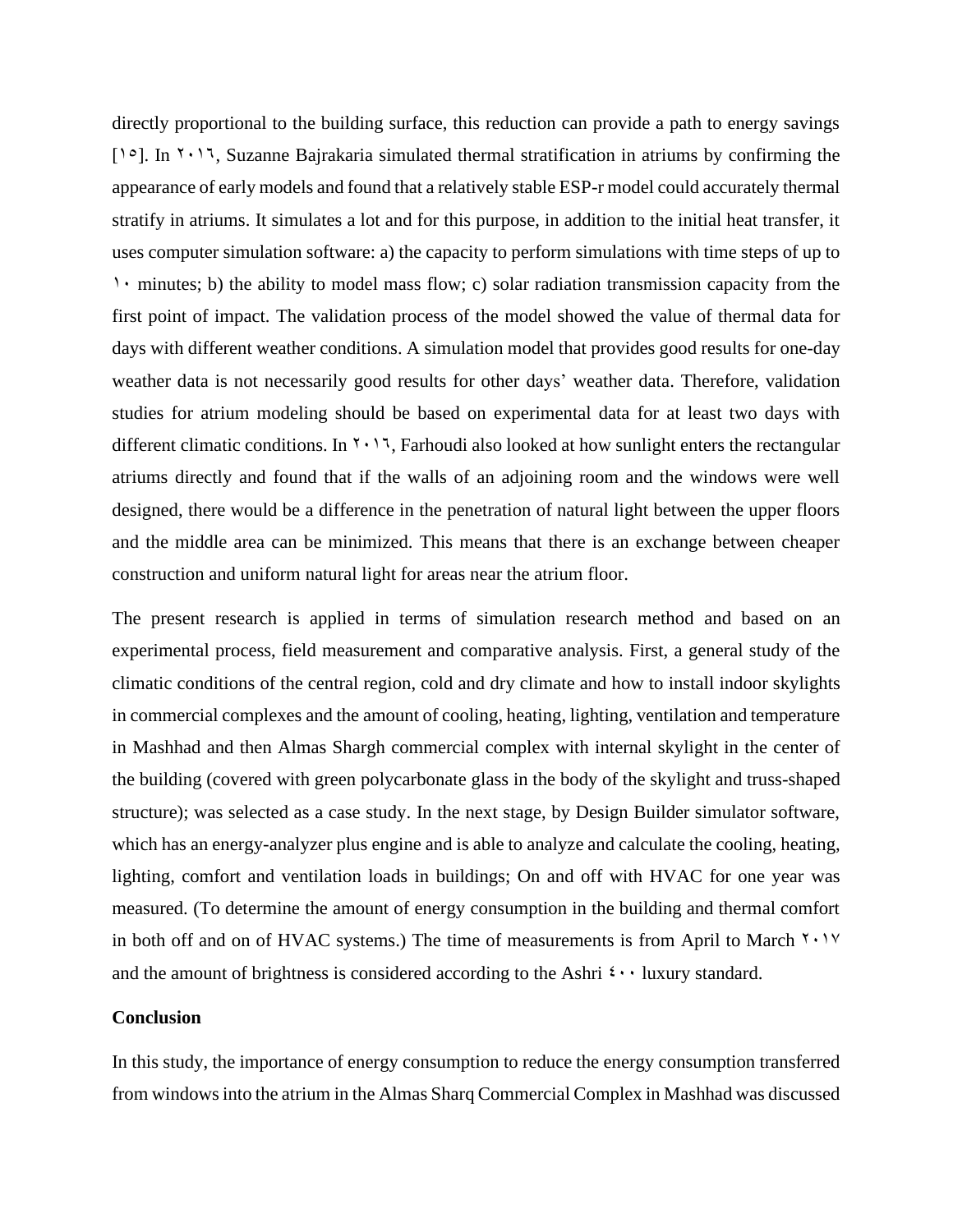directly proportional to the building surface, this reduction can provide a path to energy savings [۱۵]. In ۲۰۱۶, Suzanne Bajrakaria simulated thermal stratification in atriums by confirming the appearance of early models and found that a relatively stable ESP-r model could accurately thermal stratify in atriums. It simulates a lot and for this purpose, in addition to the initial heat transfer, it uses computer simulation software: a) the capacity to perform simulations with time steps of up to ۱۰ minutes; b) the ability to model mass flow; c) solar radiation transmission capacity from the first point of impact. The validation process of the model showed the value of thermal data for days with different weather conditions. A simulation model that provides good results for one-day weather data is not necessarily good results for other days' weather data. Therefore, validation studies for atrium modeling should be based on experimental data for at least two days with different climatic conditions. In ۲۰۱۶, Farhoudi also looked at how sunlight enters the rectangular atriums directly and found that if the walls of an adjoining room and the windows were well designed, there would be a difference in the penetration of natural light between the upper floors and the middle area can be minimized. This means that there is an exchange between cheaper construction and uniform natural light for areas near the atrium floor.

The present research is applied in terms of simulation research method and based on an experimental process, field measurement and comparative analysis. First, a general study of the climatic conditions of the central region, cold and dry climate and how to install indoor skylights in commercial complexes and the amount of cooling, heating, lighting, ventilation and temperature in Mashhad and then Almas Shargh commercial complex with internal skylight in the center of the building (covered with green polycarbonate glass in the body of the skylight and truss-shaped structure); was selected as a case study. In the next stage, by Design Builder simulator software, which has an energy-analyzer plus engine and is able to analyze and calculate the cooling, heating, lighting, comfort and ventilation loads in buildings; On and off with HVAC for one year was measured. (To determine the amount of energy consumption in the building and thermal comfort in both off and on of HVAC systems.) The time of measurements is from April to March ۲۰۱۷ and the amount of brightness is considered according to the Ashri ٤۰۰ luxury standard.

**Conclusion**

In this study, the importance of energy consumption to reduce the energy consumption transferred from windows into the atrium in the Almas Sharq Commercial Complex in Mashhad was discussed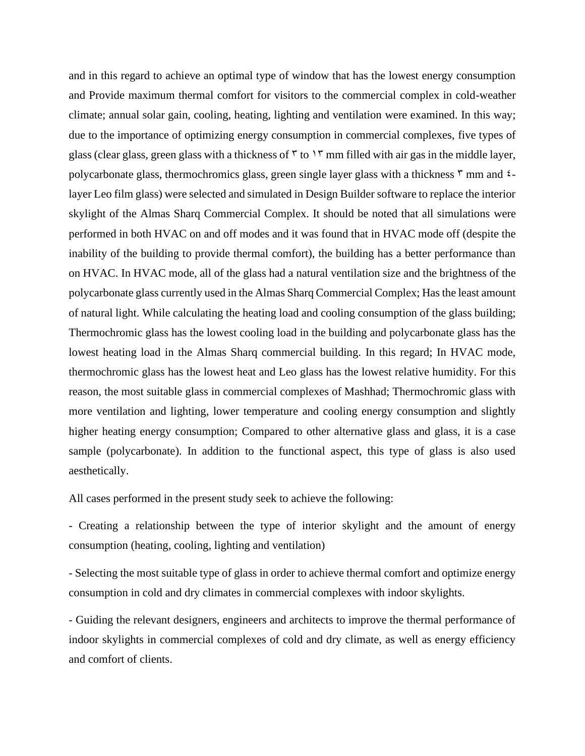and in this regard to achieve an optimal type of window that has the lowest energy consumption and Provide maximum thermal comfort for visitors to the commercial complex in cold-weather climate; annual solar gain, cooling, heating, lighting and ventilation were examined. In this way; due to the importance of optimizing energy consumption in commercial complexes, five types of glass (clear glass, green glass with a thickness of ۳ to ۱۳ mm filled with air gas in the middle layer, polycarbonate glass, thermochromics glass, green single layer glass with a thickness ۳ mm and ٤-layer Leo film glass) were selected and simulated in Design Builder software to replace the interior skylight of the Almas Sharq Commercial Complex. It should be noted that all simulations were performed in both HVAC on and off modes and it was found that in HVAC mode off (despite the inability of the building to provide thermal comfort), the building has a better performance than on HVAC. In HVAC mode, all of the glass had a natural ventilation size and the brightness of the polycarbonate glass currently used in the Almas Sharq Commercial Complex; Has the least amount of natural light. While calculating the heating load and cooling consumption of the glass building; Thermochromic glass has the lowest cooling load in the building and polycarbonate glass has the lowest heating load in the Almas Sharq commercial building. In this regard; In HVAC mode, thermochromic glass has the lowest heat and Leo glass has the lowest relative humidity. For this reason, the most suitable glass in commercial complexes of Mashhad; Thermochromic glass with more ventilation and lighting, lower temperature and cooling energy consumption and slightly higher heating energy consumption; Compared to other alternative glass and glass, it is a case sample (polycarbonate). In addition to the functional aspect, this type of glass is also used aesthetically.

All cases performed in the present study seek to achieve the following:

- Creating a relationship between the type of interior skylight and the amount of energy consumption (heating, cooling, lighting and ventilation)

- Selecting the most suitable type of glass in order to achieve thermal comfort and optimize energy consumption in cold and dry climates in commercial complexes with indoor skylights.

- Guiding the relevant designers, engineers and architects to improve the thermal performance of indoor skylights in commercial complexes of cold and dry climate, as well as energy efficiency and comfort of clients.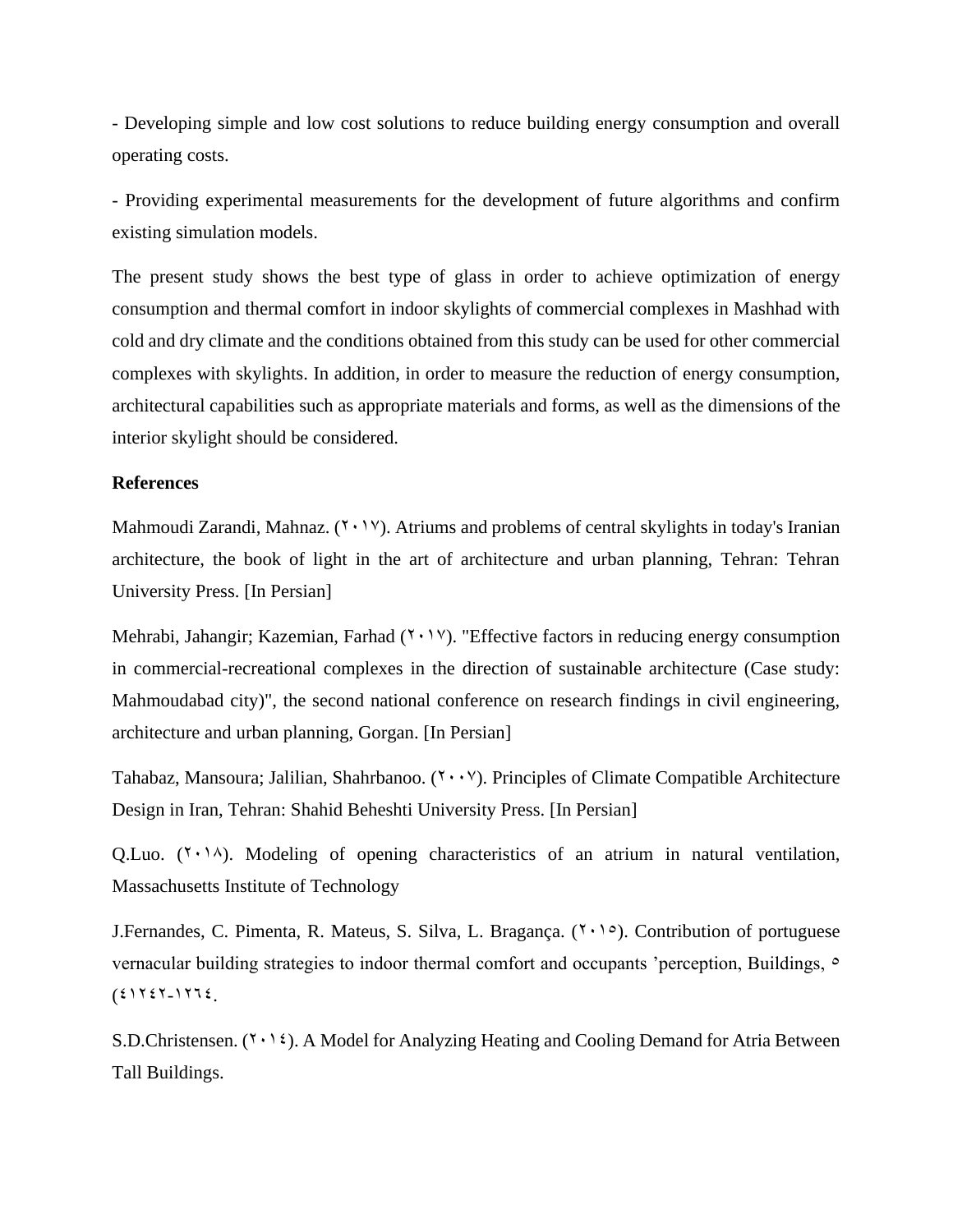- Developing simple and low cost solutions to reduce building energy consumption and overall operating costs.

- Providing experimental measurements for the development of future algorithms and confirm existing simulation models.

The present study shows the best type of glass in order to achieve optimization of energy consumption and thermal comfort in indoor skylights of commercial complexes in Mashhad with cold and dry climate and the conditions obtained from this study can be used for other commercial complexes with skylights. In addition, in order to measure the reduction of energy consumption, architectural capabilities such as appropriate materials and forms, as well as the dimensions of the interior skylight should be considered.

**References**

Mahmoudi Zarandi, Mahnaz. (۲۰۱۷). Atriums and problems of central skylights in today's Iranian architecture, the book of light in the art of architecture and urban planning, Tehran: Tehran University Press. [In Persian]

Mehrabi, Jahangir; Kazemian, Farhad (۲۰۱۷). "Effective factors in reducing energy consumption in commercial-recreational complexes in the direction of sustainable architecture (Case study: Mahmoudabad city)", the second national conference on research findings in civil engineering, architecture and urban planning, Gorgan. [In Persian]

Tahabaz, Mansoura; Jalilian, Shahrbanoo. (۲۰۰۷). Principles of Climate Compatible Architecture Design in Iran, Tehran: Shahid Beheshti University Press. [In Persian]

Q.Luo. (۲۰۱۸). Modeling of opening characteristics of an atrium in natural ventilation, Massachusetts Institute of Technology

J.Fernandes, C. Pimenta, R. Mateus, S. Silva, L. Bragança. (۲۰۱۵). Contribution of portuguese vernacular building strategies to indoor thermal comfort and occupants 'perception, Buildings, ۵ (۴)۱۲۴۲-۱۲۶۴.

S.D.Christensen. (۲۰۱۴). A Model for Analyzing Heating and Cooling Demand for Atria Between Tall Buildings.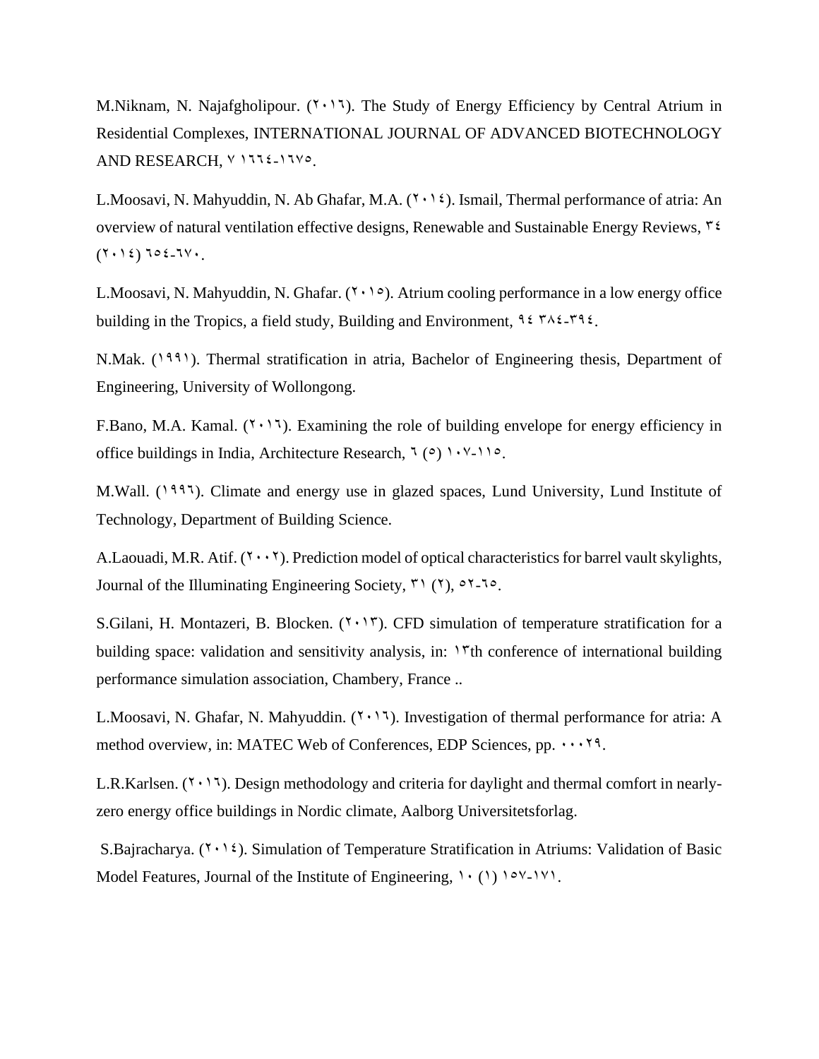M.Niknam, N. Najafgholipour. (٢٠١٦). The Study of Energy Efficiency by Central Atrium in Residential Complexes, INTERNATIONAL JOURNAL OF ADVANCED BIOTECHNOLOGY AND RESEARCH, ٧ ١٦٦٤-١٦٧٥.

L.Moosavi, N. Mahyuddin, N. Ab Ghafar, M.A. (٢٠١٤). Ismail, Thermal performance of atria: An overview of natural ventilation effective designs, Renewable and Sustainable Energy Reviews, ٣٤ (٢٠١٤) ٦٥٤-٦٧٠.

L.Moosavi, N. Mahyuddin, N. Ghafar. (٢٠١٥). Atrium cooling performance in a low energy office building in the Tropics, a field study, Building and Environment, ٩٤ ٣٨٤-٣٩٤.

N.Mak. (١٩٩١). Thermal stratification in atria, Bachelor of Engineering thesis, Department of Engineering, University of Wollongong.

F.Bano, M.A. Kamal. (٢٠١٦). Examining the role of building envelope for energy efficiency in office buildings in India, Architecture Research, ٦ (٥) ١٠٧-١١٥.

M.Wall. (١٩٩٦). Climate and energy use in glazed spaces, Lund University, Lund Institute of Technology, Department of Building Science.

A.Laouadi, M.R. Atif. (٢٠٠٢). Prediction model of optical characteristics for barrel vault skylights, Journal of the Illuminating Engineering Society, ٣١ (٢), ٥٢-٦٥.

S.Gilani, H. Montazeri, B. Blocken. (٢٠١٣). CFD simulation of temperature stratification for a building space: validation and sensitivity analysis, in: ١٣th conference of international building performance simulation association, Chambery, France ..

L.Moosavi, N. Ghafar, N. Mahyuddin. (٢٠١٦). Investigation of thermal performance for atria: A method overview, in: MATEC Web of Conferences, EDP Sciences, pp. ٠٠٠٢٩.

L.R.Karlsen. (٢٠١٦). Design methodology and criteria for daylight and thermal comfort in nearly-zero energy office buildings in Nordic climate, Aalborg Universitetsforlag.

S.Bajracharya. (٢٠١٤). Simulation of Temperature Stratification in Atriums: Validation of Basic Model Features, Journal of the Institute of Engineering, ١٠ (١) ١٥٧-١٧١.